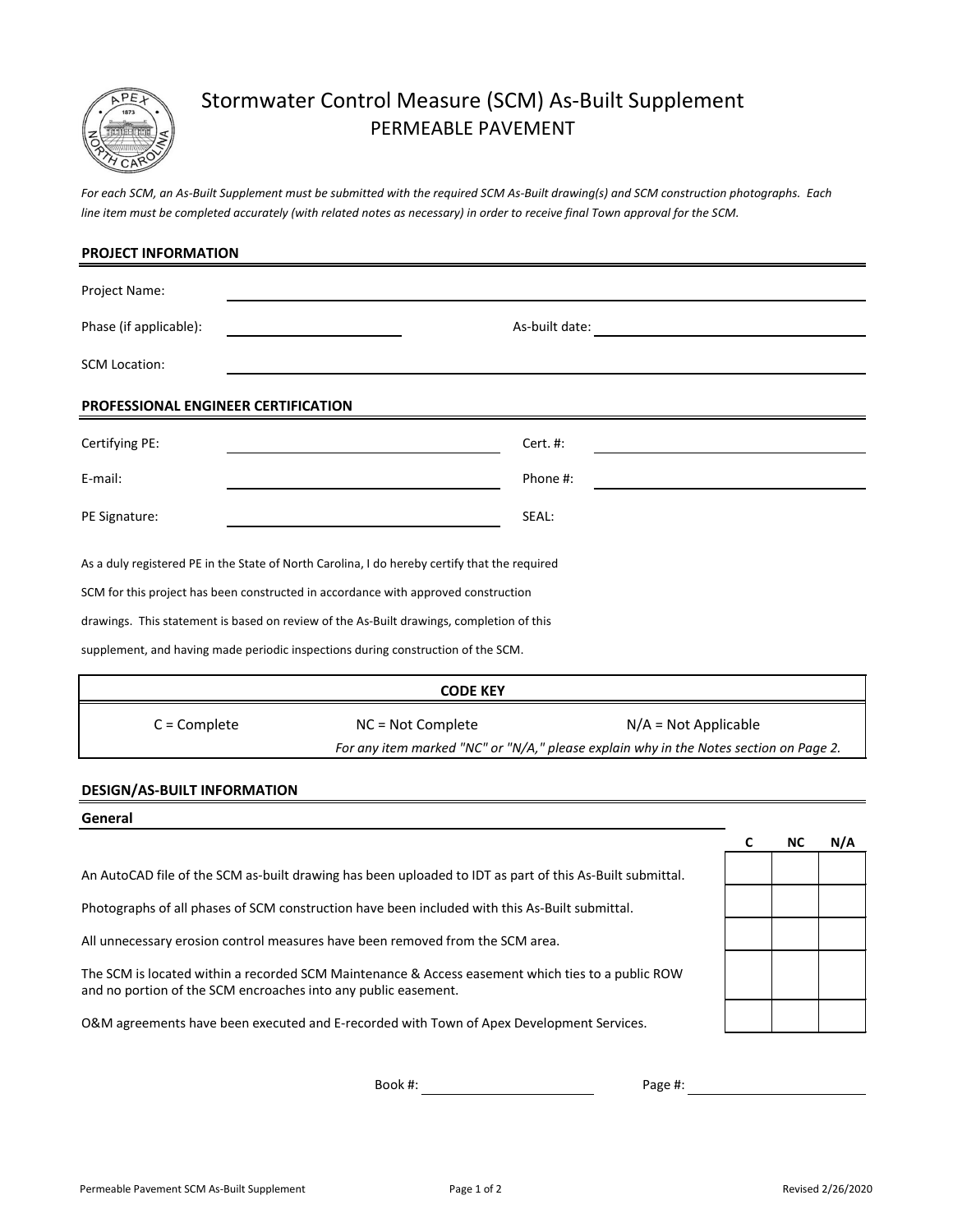# Stormwater Control Measure (SCM) As-Built Supplement

## PERMEABLE PAVEMENT

*For each SCM, an As-Built Supplement must be submitted with the required SCM As-Built drawing(s) and SCM construction photographs. Each line item must be completed accurately (with related notes as necessary) in order to receive final Town approval for the SCM.*

### PROJECT INFORMATION

Project Name: ______________________________

Phase (if applicable): ______________ As-built date: ______________

SCM Location: ______________________________

### PROFESSIONAL ENGINEER CERTIFICATION

Certifying PE: ______________ Cert. #: ______________

E-mail: ______________ Phone #: ______________

PE Signature: ______________ SEAL:

As a duly registered PE in the State of North Carolina, I do hereby certify that the required SCM for this project has been constructed in accordance with approved construction drawings. This statement is based on review of the As-Built drawings, completion of this supplement, and having made periodic inspections during construction of the SCM.

| CODE KEY | | |
|---|---|---|
| C = Complete | NC = Not Complete | N/A = Not Applicable |
| | *For any item marked "NC" or "N/A," please explain why in the Notes section on Page 2.* | |

### DESIGN/AS-BUILT INFORMATION

#### General

| | C | NC | N/A |
|---|---|---|---|
| An AutoCAD file of the SCM as-built drawing has been uploaded to IDT as part of this As-Built submittal. | | | |
| Photographs of all phases of SCM construction have been included with this As-Built submittal. | | | |
| All unnecessary erosion control measures have been removed from the SCM area. | | | |
| The SCM is located within a recorded SCM Maintenance & Access easement which ties to a public ROW and no portion of the SCM encroaches into any public easement. | | | |
| O&M agreements have been executed and E-recorded with Town of Apex Development Services. | | | |

Book #: ______________ Page #: ______________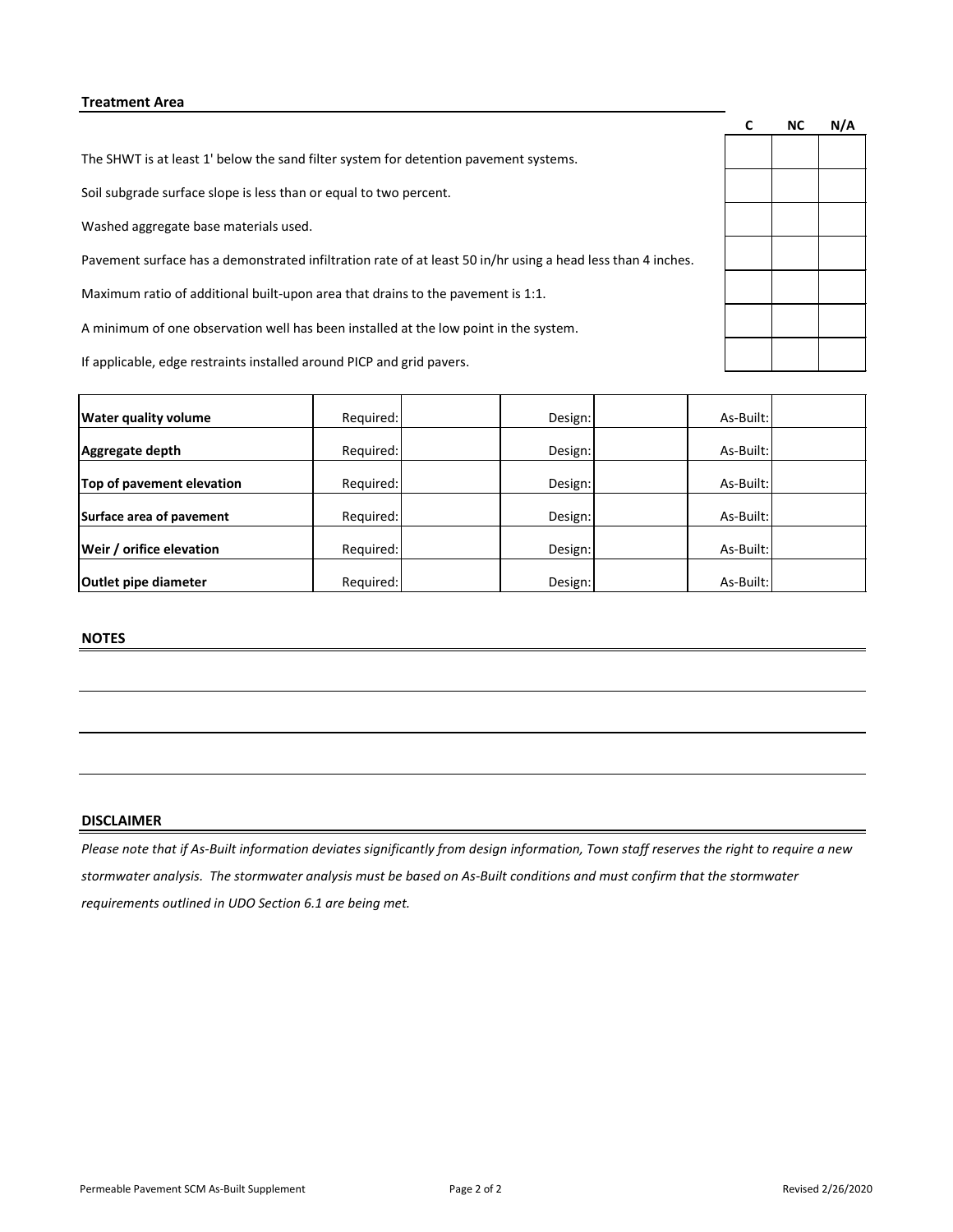## Treatment Area

| | C | NC | N/A |
|---|---|---|---|
| The SHWT is at least 1' below the sand filter system for detention pavement systems. | | | |
| Soil subgrade surface slope is less than or equal to two percent. | | | |
| Washed aggregate base materials used. | | | |
| Pavement surface has a demonstrated infiltration rate of at least 50 in/hr using a head less than 4 inches. | | | |
| Maximum ratio of additional built-upon area that drains to the pavement is 1:1. | | | |
| A minimum of one observation well has been installed at the low point in the system. | | | |
| If applicable, edge restraints installed around PICP and grid pavers. | | | |

| | | | | | | |
|---|---|---|---|---|---|---|
| **Water quality volume** | Required: | | Design: | | As-Built: | |
| **Aggregate depth** | Required: | | Design: | | As-Built: | |
| **Top of pavement elevation** | Required: | | Design: | | As-Built: | |
| **Surface area of pavement** | Required: | | Design: | | As-Built: | |
| **Weir / orifice elevation** | Required: | | Design: | | As-Built: | |
| **Outlet pipe diameter** | Required: | | Design: | | As-Built: | |

## NOTES

## DISCLAIMER

*Please note that if As-Built information deviates significantly from design information, Town staff reserves the right to require a new stormwater analysis. The stormwater analysis must be based on As-Built conditions and must confirm that the stormwater requirements outlined in UDO Section 6.1 are being met.*